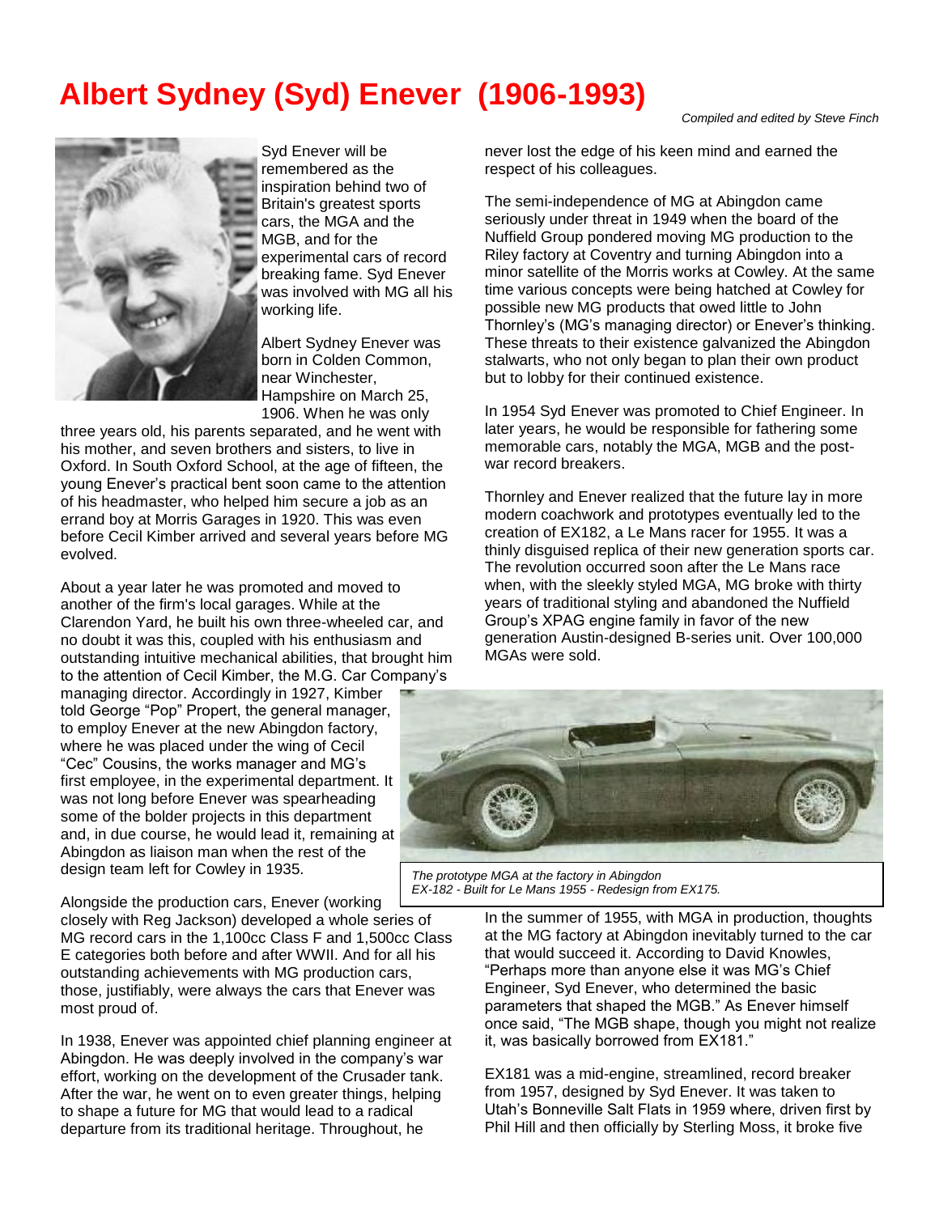# Albert Sydney (Syd) Enever (1906-1993)

*Compiled and edited by Steve Finch*

Syd Enever will be remembered as the inspiration behind two of Britain's greatest sports cars, the MGA and the MGB, and for the experimental cars of record breaking fame. Syd Enever was involved with MG all his working life.

Albert Sydney Enever was born in Colden Common, near Winchester, Hampshire on March 25, 1906. When he was only three years old, his parents separated, and he went with his mother, and seven brothers and sisters, to live in Oxford. In South Oxford School, at the age of fifteen, the young Enever's practical bent soon came to the attention of his headmaster, who helped him secure a job as an errand boy at Morris Garages in 1920. This was even before Cecil Kimber arrived and several years before MG evolved.

About a year later he was promoted and moved to another of the firm's local garages. While at the Clarendon Yard, he built his own three-wheeled car, and no doubt it was this, coupled with his enthusiasm and outstanding intuitive mechanical abilities, that brought him to the attention of Cecil Kimber, the M.G. Car Company's managing director. Accordingly in 1927, Kimber told George "Pop" Propert, the general manager, to employ Enever at the new Abingdon factory, where he was placed under the wing of Cecil "Cec" Cousins, the works manager and MG's first employee, in the experimental department. It was not long before Enever was spearheading some of the bolder projects in this department and, in due course, he would lead it, remaining at Abingdon as liaison man when the rest of the design team left for Cowley in 1935.

Alongside the production cars, Enever (working closely with Reg Jackson) developed a whole series of MG record cars in the 1,100cc Class F and 1,500cc Class E categories both before and after WWII. And for all his outstanding achievements with MG production cars, those, justifiably, were always the cars that Enever was most proud of.

In 1938, Enever was appointed chief planning engineer at Abingdon. He was deeply involved in the company's war effort, working on the development of the Crusader tank. After the war, he went on to even greater things, helping to shape a future for MG that would lead to a radical departure from its traditional heritage. Throughout, he never lost the edge of his keen mind and earned the respect of his colleagues.

The semi-independence of MG at Abingdon came seriously under threat in 1949 when the board of the Nuffield Group pondered moving MG production to the Riley factory at Coventry and turning Abingdon into a minor satellite of the Morris works at Cowley. At the same time various concepts were being hatched at Cowley for possible new MG products that owed little to John Thornley's (MG's managing director) or Enever's thinking. These threats to their existence galvanized the Abingdon stalwarts, who not only began to plan their own product but to lobby for their continued existence.

In 1954 Syd Enever was promoted to Chief Engineer. In later years, he would be responsible for fathering some memorable cars, notably the MGA, MGB and the post-war record breakers.

Thornley and Enever realized that the future lay in more modern coachwork and prototypes eventually led to the creation of EX182, a Le Mans racer for 1955. It was a thinly disguised replica of their new generation sports car. The revolution occurred soon after the Le Mans race when, with the sleekly styled MGA, MG broke with thirty years of traditional styling and abandoned the Nuffield Group's XPAG engine family in favor of the new generation Austin-designed B-series unit. Over 100,000 MGAs were sold.

*The prototype MGA at the factory in Abingdon*
*EX-182 - Built for Le Mans 1955 - Redesign from EX175.*

In the summer of 1955, with MGA in production, thoughts at the MG factory at Abingdon inevitably turned to the car that would succeed it. According to David Knowles, "Perhaps more than anyone else it was MG's Chief Engineer, Syd Enever, who determined the basic parameters that shaped the MGB." As Enever himself once said, "The MGB shape, though you might not realize it, was basically borrowed from EX181."

EX181 was a mid-engine, streamlined, record breaker from 1957, designed by Syd Enever. It was taken to Utah's Bonneville Salt Flats in 1959 where, driven first by Phil Hill and then officially by Sterling Moss, it broke five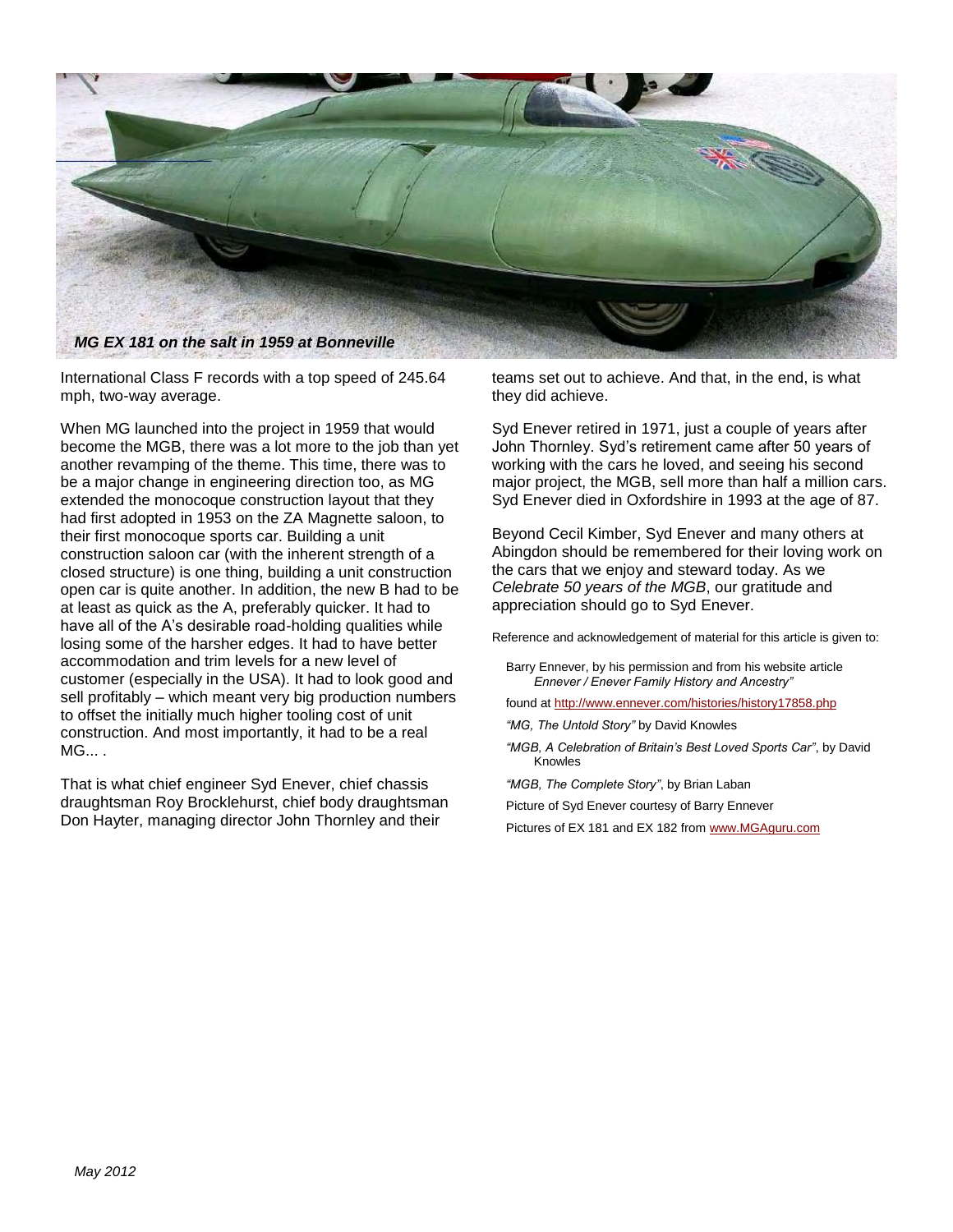*MG EX 181 on the salt in 1959 at Bonneville*

International Class F records with a top speed of 245.64 mph, two-way average.

When MG launched into the project in 1959 that would become the MGB, there was a lot more to the job than yet another revamping of the theme. This time, there was to be a major change in engineering direction too, as MG extended the monocoque construction layout that they had first adopted in 1953 on the ZA Magnette saloon, to their first monocoque sports car. Building a unit construction saloon car (with the inherent strength of a closed structure) is one thing, building a unit construction open car is quite another. In addition, the new B had to be at least as quick as the A, preferably quicker. It had to have all of the A's desirable road-holding qualities while losing some of the harsher edges. It had to have better accommodation and trim levels for a new level of customer (especially in the USA). It had to look good and sell profitably – which meant very big production numbers to offset the initially much higher tooling cost of unit construction. And most importantly, it had to be a real MG... .

That is what chief engineer Syd Enever, chief chassis draughtsman Roy Brocklehurst, chief body draughtsman Don Hayter, managing director John Thornley and their teams set out to achieve. And that, in the end, is what they did achieve.

Syd Enever retired in 1971, just a couple of years after John Thornley. Syd's retirement came after 50 years of working with the cars he loved, and seeing his second major project, the MGB, sell more than half a million cars. Syd Enever died in Oxfordshire in 1993 at the age of 87.

Beyond Cecil Kimber, Syd Enever and many others at Abingdon should be remembered for their loving work on the cars that we enjoy and steward today. As we *Celebrate 50 years of the MGB*, our gratitude and appreciation should go to Syd Enever.

Reference and acknowledgement of material for this article is given to:

Barry Ennever, by his permission and from his website article *Ennever / Enever Family History and Ancestry"*

found at http://www.ennever.com/histories/history17858.php

*"MG, The Untold Story"* by David Knowles

*"MGB, A Celebration of Britain's Best Loved Sports Car"*, by David Knowles

*"MGB, The Complete Story"*, by Brian Laban

Picture of Syd Enever courtesy of Barry Ennever

Pictures of EX 181 and EX 182 from www.MGAguru.com

*May 2012*